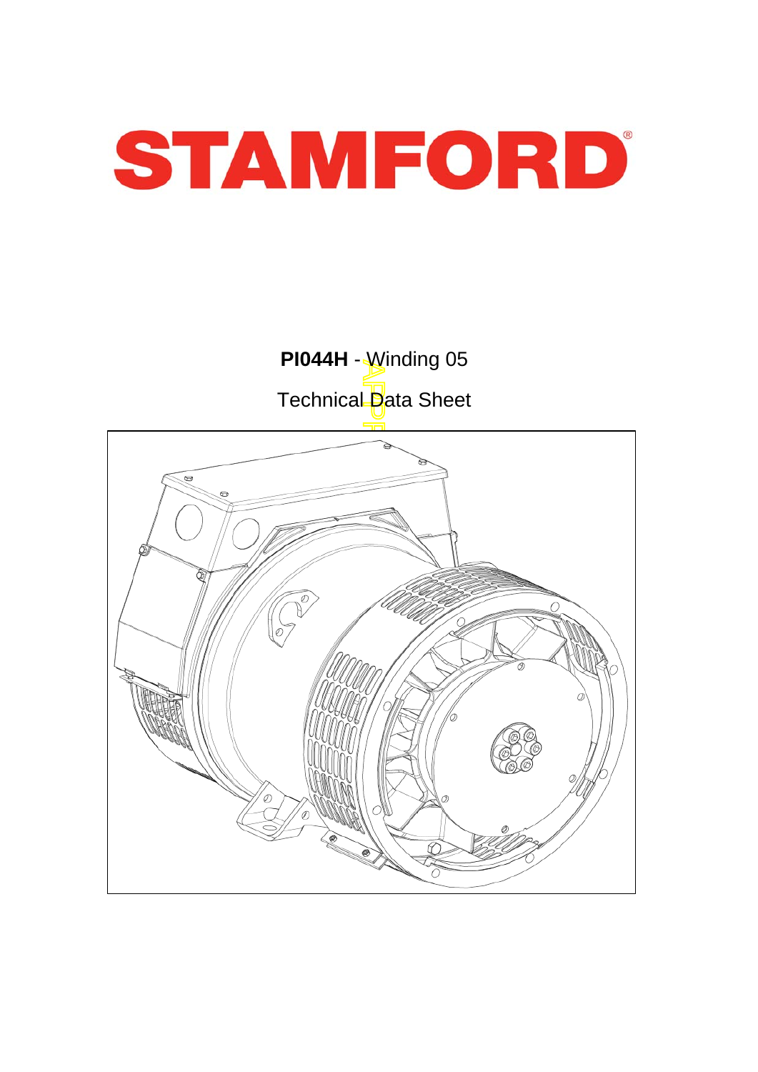# STAMFORD

**PI044H** - Winding 05

Technical Data Sheet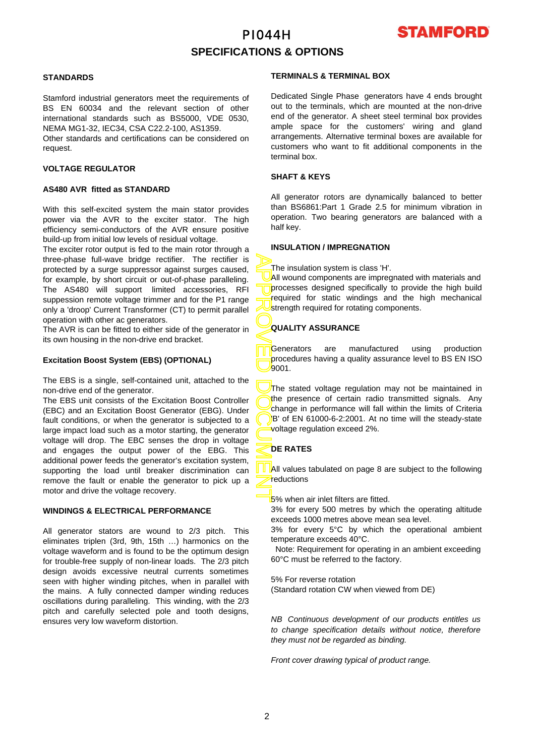# PI044H

## SPECIFICATIONS & OPTIONS

### STANDARDS

Stamford industrial generators meet the requirements of BS EN 60034 and the relevant section of other international standards such as BS5000, VDE 0530, NEMA MG1-32, IEC34, CSA C22.2-100, AS1359.
Other standards and certifications can be considered on request.

### VOLTAGE REGULATOR

### AS480 AVR fitted as STANDARD

With this self-excited system the main stator provides power via the AVR to the exciter stator. The high efficiency semi-conductors of the AVR ensure positive build-up from initial low levels of residual voltage.
The exciter rotor output is fed to the main rotor through a three-phase full-wave bridge rectifier. The rectifier is protected by a surge suppressor against surges caused, for example, by short circuit or out-of-phase paralleling. The AS480 will support limited accessories, RFI suppression remote voltage trimmer and for the P1 range only a 'droop' Current Transformer (CT) to permit parallel operation with other ac generators.
The AVR is can be fitted to either side of the generator in its own housing in the non-drive end bracket.

### Excitation Boost System (EBS) (OPTIONAL)

The EBS is a single, self-contained unit, attached to the non-drive end of the generator.
The EBS unit consists of the Excitation Boost Controller (EBC) and an Excitation Boost Generator (EBG). Under fault conditions, or when the generator is subjected to a large impact load such as a motor starting, the generator voltage will drop. The EBC senses the drop in voltage and engages the output power of the EBG. This additional power feeds the generator's excitation system, supporting the load until breaker discrimination can remove the fault or enable the generator to pick up a motor and drive the voltage recovery.

### WINDINGS & ELECTRICAL PERFORMANCE

All generator stators are wound to 2/3 pitch. This eliminates triplen (3rd, 9th, 15th …) harmonics on the voltage waveform and is found to be the optimum design for trouble-free supply of non-linear loads. The 2/3 pitch design avoids excessive neutral currents sometimes seen with higher winding pitches, when in parallel with the mains. A fully connected damper winding reduces oscillations during paralleling. This winding, with the 2/3 pitch and carefully selected pole and tooth designs, ensures very low waveform distortion.

### TERMINALS & TERMINAL BOX

Dedicated Single Phase generators have 4 ends brought out to the terminals, which are mounted at the non-drive end of the generator. A sheet steel terminal box provides ample space for the customers' wiring and gland arrangements. Alternative terminal boxes are available for customers who want to fit additional components in the terminal box.

### SHAFT & KEYS

All generator rotors are dynamically balanced to better than BS6861:Part 1 Grade 2.5 for minimum vibration in operation. Two bearing generators are balanced with a half key.

### INSULATION / IMPREGNATION

The insulation system is class 'H'.
All wound components are impregnated with materials and processes designed specifically to provide the high build required for static windings and the high mechanical strength required for rotating components.

### QUALITY ASSURANCE

Generators are manufactured using production procedures having a quality assurance level to BS EN ISO 9001.

The stated voltage regulation may not be maintained in the presence of certain radio transmitted signals. Any change in performance will fall within the limits of Criteria 'B' of EN 61000-6-2:2001. At no time will the steady-state voltage regulation exceed 2%.

### DE RATES

All values tabulated on page 8 are subject to the following reductions

5% when air inlet filters are fitted.
3% for every 500 metres by which the operating altitude exceeds 1000 metres above mean sea level.
3% for every 5°C by which the operational ambient temperature exceeds 40°C.
Note: Requirement for operating in an ambient exceeding 60°C must be referred to the factory.

5% For reverse rotation
(Standard rotation CW when viewed from DE)

*NB Continuous development of our products entitles us to change specification details without notice, therefore they must not be regarded as binding.*

*Front cover drawing typical of product range.*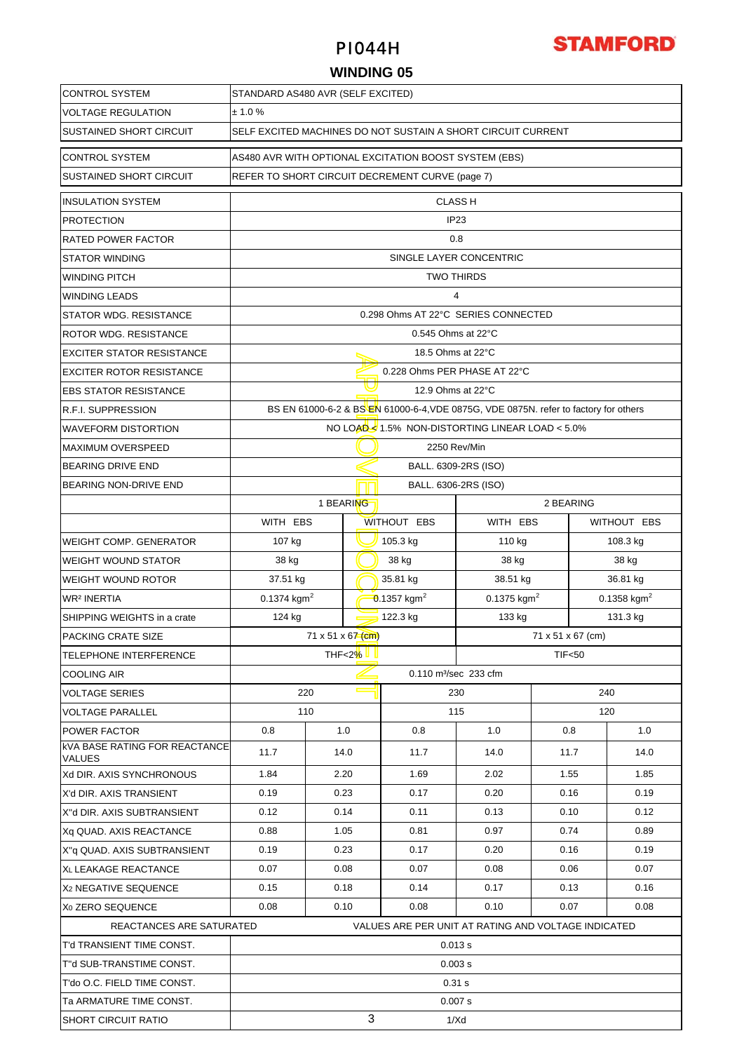# PI044H

**STAMFORD**

## WINDING 05

| | | | | | | |
|---|---|---|---|---|---|---|
| CONTROL SYSTEM | STANDARD AS480 AVR (SELF EXCITED) | | | | | |
| VOLTAGE REGULATION | ± 1.0 % | | | | | |
| SUSTAINED SHORT CIRCUIT | SELF EXCITED MACHINES DO NOT SUSTAIN A SHORT CIRCUIT CURRENT | | | | | |
| CONTROL SYSTEM | AS480 AVR WITH OPTIONAL EXCITATION BOOST SYSTEM (EBS) | | | | | |
| SUSTAINED SHORT CIRCUIT | REFER TO SHORT CIRCUIT DECREMENT CURVE (page 7) | | | | | |
| INSULATION SYSTEM | CLASS H | | | | | |
| PROTECTION | IP23 | | | | | |
| RATED POWER FACTOR | 0.8 | | | | | |
| STATOR WINDING | SINGLE LAYER CONCENTRIC | | | | | |
| WINDING PITCH | TWO THIRDS | | | | | |
| WINDING LEADS | 4 | | | | | |
| STATOR WDG. RESISTANCE | 0.298 Ohms AT 22°C SERIES CONNECTED | | | | | |
| ROTOR WDG. RESISTANCE | 0.545 Ohms at 22°C | | | | | |
| EXCITER STATOR RESISTANCE | 18.5 Ohms at 22°C | | | | | |
| EXCITER ROTOR RESISTANCE | 0.228 Ohms PER PHASE AT 22°C | | | | | |
| EBS STATOR RESISTANCE | 12.9 Ohms at 22°C | | | | | |
| R.F.I. SUPPRESSION | BS EN 61000-6-2 & BS EN 61000-6-4,VDE 0875G, VDE 0875N. refer to factory for others | | | | | |
| WAVEFORM DISTORTION | NO LOAD < 1.5% NON-DISTORTING LINEAR LOAD < 5.0% | | | | | |
| MAXIMUM OVERSPEED | 2250 Rev/Min | | | | | |
| BEARING DRIVE END | BALL. 6309-2RS (ISO) | | | | | |
| BEARING NON-DRIVE END | BALL. 6306-2RS (ISO) | | | | | |
| | 1 BEARING | | | 2 BEARING | | |
| | WITH EBS | | WITHOUT EBS | WITH EBS | | WITHOUT EBS |
| WEIGHT COMP. GENERATOR | 107 kg | | 105.3 kg | 110 kg | | 108.3 kg |
| WEIGHT WOUND STATOR | 38 kg | | 38 kg | 38 kg | | 38 kg |
| WEIGHT WOUND ROTOR | 37.51 kg | | 35.81 kg | 38.51 kg | | 36.81 kg |
| $WR^2$ INERTIA | 0.1374 $kgm^2$ | | 0.1357 $kgm^2$ | 0.1375 $kgm^2$ | | 0.1358 $kgm^2$ |
| SHIPPING WEIGHTS in a crate | 124 kg | | 122.3 kg | 133 kg | | 131.3 kg |
| PACKING CRATE SIZE | 71 x 51 x 67 (cm) | | | 71 x 51 x 67 (cm) | | |
| TELEPHONE INTERFERENCE | THF<2% | | | TIF<50 | | |
| COOLING AIR | 0.110 m³/sec 233 cfm | | | | | |
| VOLTAGE SERIES | 220 | | 230 | | 240 | |
| VOLTAGE PARALLEL | 110 | | 115 | | 120 | |
| POWER FACTOR | 0.8 | 1.0 | 0.8 | 1.0 | 0.8 | 1.0 |
| kVA BASE RATING FOR REACTANCE VALUES | 11.7 | 14.0 | 11.7 | 14.0 | 11.7 | 14.0 |
| Xd DIR. AXIS SYNCHRONOUS | 1.84 | 2.20 | 1.69 | 2.02 | 1.55 | 1.85 |
| X'd DIR. AXIS TRANSIENT | 0.19 | 0.23 | 0.17 | 0.20 | 0.16 | 0.19 |
| X''d DIR. AXIS SUBTRANSIENT | 0.12 | 0.14 | 0.11 | 0.13 | 0.10 | 0.12 |
| Xq QUAD. AXIS REACTANCE | 0.88 | 1.05 | 0.81 | 0.97 | 0.74 | 0.89 |
| X''q QUAD. AXIS SUBTRANSIENT | 0.19 | 0.23 | 0.17 | 0.20 | 0.16 | 0.19 |
| $X_L$ LEAKAGE REACTANCE | 0.07 | 0.08 | 0.07 | 0.08 | 0.06 | 0.07 |
| $X_2$ NEGATIVE SEQUENCE | 0.15 | 0.18 | 0.14 | 0.17 | 0.13 | 0.16 |
| $X_0$ ZERO SEQUENCE | 0.08 | 0.10 | 0.08 | 0.10 | 0.07 | 0.08 |
| REACTANCES ARE SATURATED | VALUES ARE PER UNIT AT RATING AND VOLTAGE INDICATED | | | | | |
| T'd TRANSIENT TIME CONST. | 0.013 s | | | | | |
| T''d SUB-TRANSTIME CONST. | 0.003 s | | | | | |
| T'do O.C. FIELD TIME CONST. | 0.31 s | | | | | |
| Ta ARMATURE TIME CONST. | 0.007 s | | | | | |
| SHORT CIRCUIT RATIO | 1/Xd | | | | | |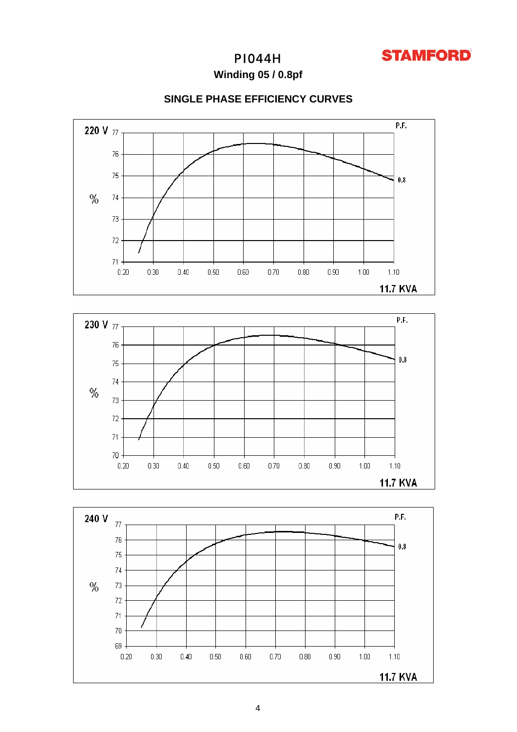# PI044H

**STAMFORD**

**Winding 05 / 0.8pf**

## SINGLE PHASE EFFICIENCY CURVES

220 V

P.F.

77
76
75
74
73
72
71

%

0.8

0.20 0.30 0.40 0.50 0.60 0.70 0.80 0.90 1.00 1.10

11.7 KVA

230 V

P.F.

77
76
75
74
73
72
71
70

%

0.8

0.20 0.30 0.40 0.50 0.60 0.70 0.80 0.90 1.00 1.10

11.7 KVA

240 V

P.F.

77
76
75
74
73
72
71
70
69

%

0.8

0.20 0.30 0.40 0.50 0.60 0.70 0.80 0.90 1.00 1.10

11.7 KVA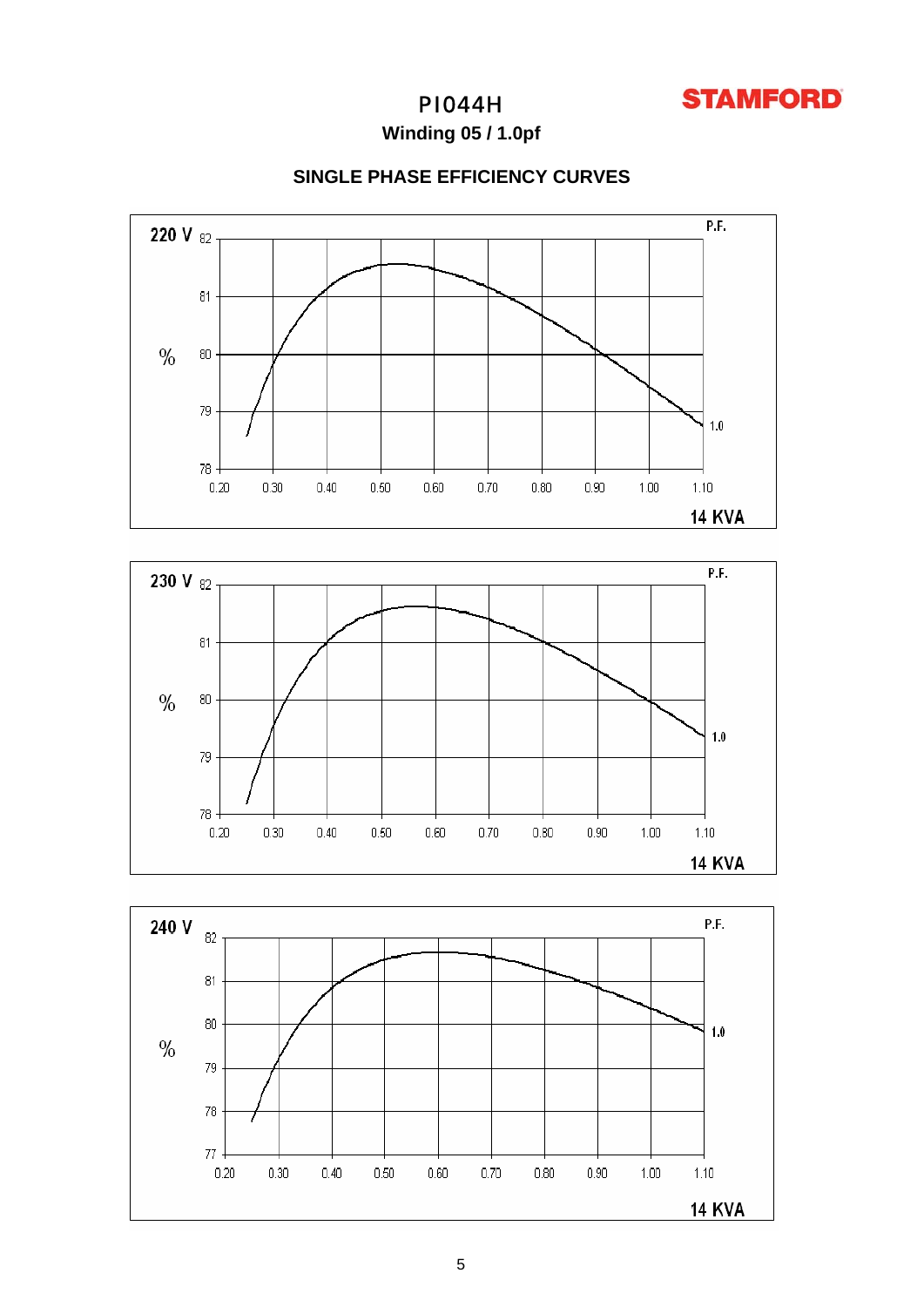# PI044H

**STAMFORD**

## Winding 05 / 1.0pf

### SINGLE PHASE EFFICIENCY CURVES

**220 V**

% (78 – 82) vs 14 KVA (0.20 – 1.10)

P.F. 1.0

**230 V**

% (78 – 82) vs 14 KVA (0.20 – 1.10)

P.F. 1.0

**240 V**

% (77 – 82) vs 14 KVA (0.20 – 1.10)

P.F. 1.0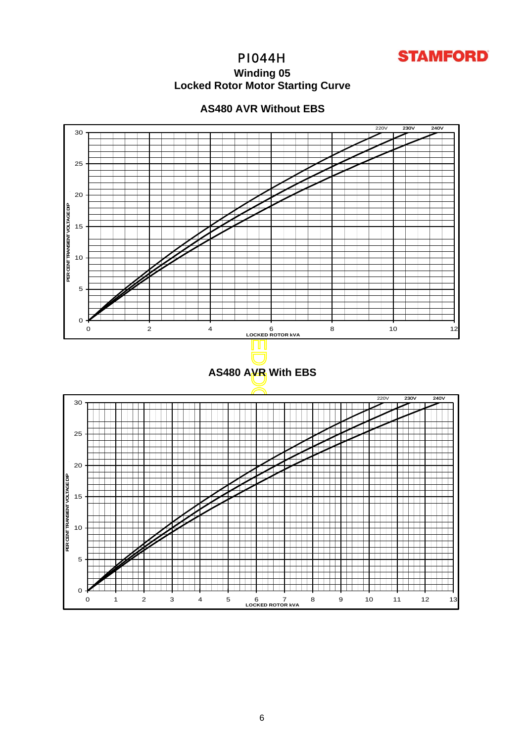# PI044H

## Winding 05

## Locked Rotor Motor Starting Curve

### AS480 AVR Without EBS

220V 230V 240V

PER CENT TRANSIENT VOLTAGE DIP

LOCKED ROTOR kVA

### AS480 AVR With EBS

220V 230V 240V

PER CENT TRANSIENT VOLTAGE DIP

LOCKED ROTOR kVA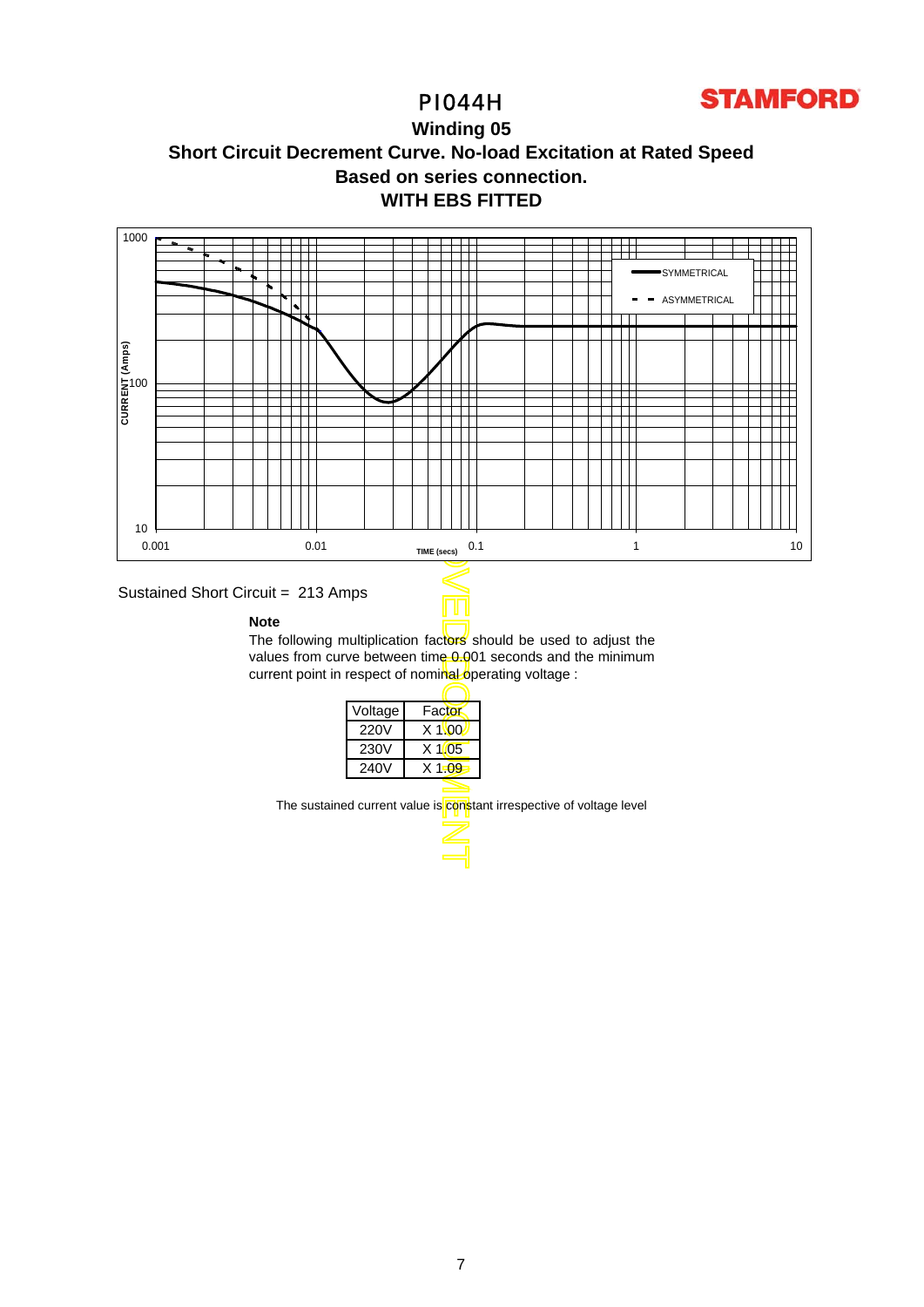# PI044H

STAMFORD

## Winding 05

## Short Circuit Decrement Curve. No-load Excitation at Rated Speed

## Based on series connection.

## WITH EBS FITTED

Sustained Short Circuit = 213 Amps

**Note**

The following multiplication factors should be used to adjust the values from curve between time 0.001 seconds and the minimum current point in respect of nominal operating voltage :

| Voltage | Factor |
|---|---|
| 220V | X 1.00 |
| 230V | X 1.05 |
| 240V | X 1.09 |

The sustained current value is constant irrespective of voltage level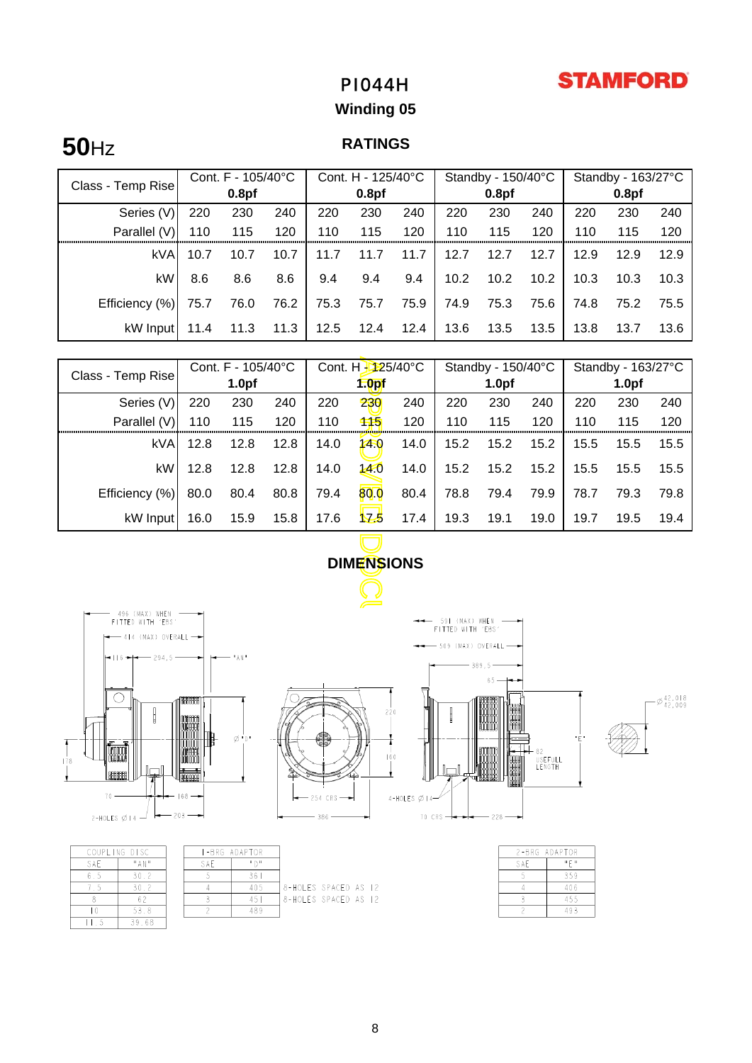# PI044H

**STAMFORD**

## Winding 05

**50**Hz

## RATINGS

| Class - Temp Rise | Cont. F - 105/40°C 0.8pf | | | Cont. H - 125/40°C 0.8pf | | | Standby - 150/40°C 0.8pf | | | Standby - 163/27°C 0.8pf | | |
|---|---|---|---|---|---|---|---|---|---|---|---|---|
| Series (V) | 220 | 230 | 240 | 220 | 230 | 240 | 220 | 230 | 240 | 220 | 230 | 240 |
| Parallel (V) | 110 | 115 | 120 | 110 | 115 | 120 | 110 | 115 | 120 | 110 | 115 | 120 |
| kVA | 10.7 | 10.7 | 10.7 | 11.7 | 11.7 | 11.7 | 12.7 | 12.7 | 12.7 | 12.9 | 12.9 | 12.9 |
| kW | 8.6 | 8.6 | 8.6 | 9.4 | 9.4 | 9.4 | 10.2 | 10.2 | 10.2 | 10.3 | 10.3 | 10.3 |
| Efficiency (%) | 75.7 | 76.0 | 76.2 | 75.3 | 75.7 | 75.9 | 74.9 | 75.3 | 75.6 | 74.8 | 75.2 | 75.5 |
| kW Input | 11.4 | 11.3 | 11.3 | 12.5 | 12.4 | 12.4 | 13.6 | 13.5 | 13.5 | 13.8 | 13.7 | 13.6 |

| Class - Temp Rise | Cont. F - 105/40°C 1.0pf | | | Cont. H - 125/40°C 1.0pf | | | Standby - 150/40°C 1.0pf | | | Standby - 163/27°C 1.0pf | | |
|---|---|---|---|---|---|---|---|---|---|---|---|---|
| Series (V) | 220 | 230 | 240 | 220 | 230 | 240 | 220 | 230 | 240 | 220 | 230 | 240 |
| Parallel (V) | 110 | 115 | 120 | 110 | 115 | 120 | 110 | 115 | 120 | 110 | 115 | 120 |
| kVA | 12.8 | 12.8 | 12.8 | 14.0 | 14.0 | 14.0 | 15.2 | 15.2 | 15.2 | 15.5 | 15.5 | 15.5 |
| kW | 12.8 | 12.8 | 12.8 | 14.0 | 14.0 | 14.0 | 15.2 | 15.2 | 15.2 | 15.5 | 15.5 | 15.5 |
| Efficiency (%) | 80.0 | 80.4 | 80.8 | 79.4 | 80.0 | 80.4 | 78.8 | 79.4 | 79.9 | 78.7 | 79.3 | 79.8 |
| kW Input | 16.0 | 15.9 | 15.8 | 17.6 | 17.5 | 17.4 | 19.3 | 19.1 | 19.0 | 19.7 | 19.5 | 19.4 |

## DIMENSIONS

| COUPLING DISC | |
|---|---|
| SAE | "AN" |
| 6.5 | 30.2 |
| 7.5 | 30.2 |
| 8 | 62 |
| 10 | 53.8 |
| 11.5 | 39.68 |

| 1-BRG ADAPTOR | | |
|---|---|---|
| SAE | "D" | |
| 5 | 361 | |
| 4 | 405 | 8-HOLES SPACED AS 12 |
| 3 | 451 | 8-HOLES SPACED AS 12 |
| 2 | 489 | |

| 2-BRG ADAPTOR | |
|---|---|
| SAE | "E" |
| 5 | 359 |
| 4 | 406 |
| 3 | 455 |
| 2 | 493 |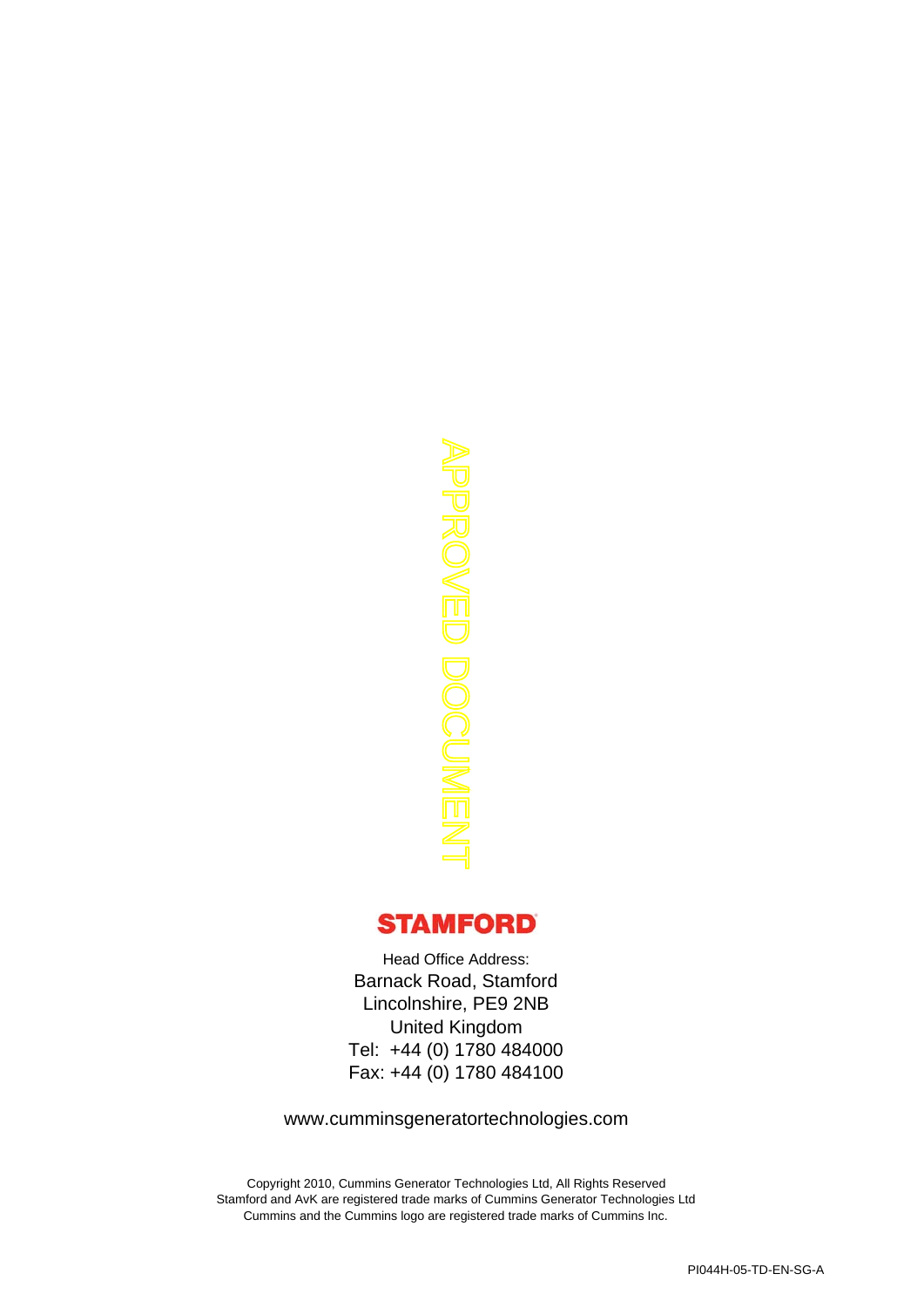APPROVED DOCUMENT

**STAMFORD**

Head Office Address:
Barnack Road, Stamford
Lincolnshire, PE9 2NB
United Kingdom
Tel: +44 (0) 1780 484000
Fax: +44 (0) 1780 484100

www.cumminsgeneratortechnologies.com

Copyright 2010, Cummins Generator Technologies Ltd, All Rights Reserved
Stamford and AvK are registered trade marks of Cummins Generator Technologies Ltd
Cummins and the Cummins logo are registered trade marks of Cummins Inc.

PI044H-05-TD-EN-SG-A